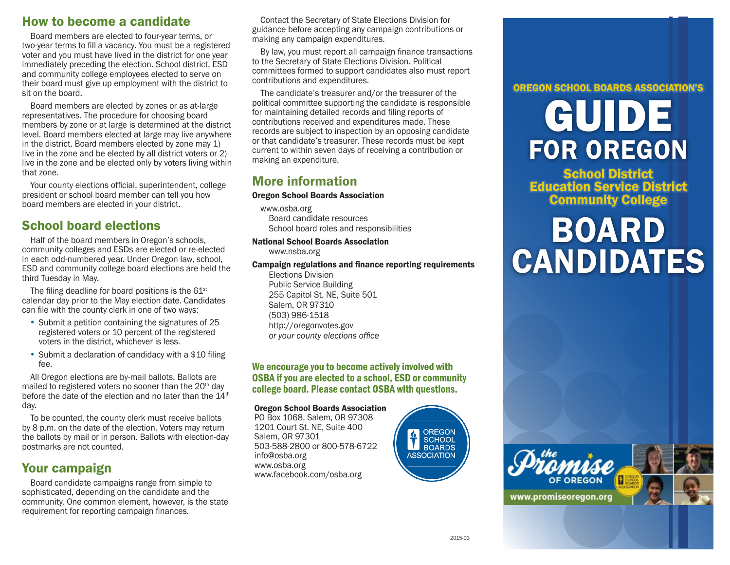## How to become a candidate

Board members are elected to four-year terms, or two-year terms to fill a vacancy. You must be a registered voter and you must have lived in the district for one year immediately preceding the election. School district, ESD and community college employees elected to serve on their board must give up employment with the district to sit on the board.

Board members are elected by zones or as at-large representatives. The procedure for choosing board members by zone or at large is determined at the district level. Board members elected at large may live anywhere in the district. Board members elected by zone may 1) live in the zone and be elected by all district voters or 2) live in the zone and be elected only by voters living within that zone.

Your county elections official, superintendent, college president or school board member can tell you how board members are elected in your district.

## School board elections

Half of the board members in Oregon's schools, community colleges and ESDs are elected or re-elected in each odd-numbered year. Under Oregon law, school, ESD and community college board elections are held the third Tuesday in May.

The filing deadline for board positions is the 61st calendar day prior to the May election date. Candidates can file with the county clerk in one of two ways:

- Submit a petition containing the signatures of 25 registered voters or 10 percent of the registered voters in the district, whichever is less.
- Submit a declaration of candidacy with a $10 filing fee.

All Oregon elections are by-mail ballots. Ballots are mailed to registered voters no sooner than the 20th day before the date of the election and no later than the 14th day.

To be counted, the county clerk must receive ballots by 8 p.m. on the date of the election. Voters may return the ballots by mail or in person. Ballots with election-day postmarks are not counted.

## Your campaign

Board candidate campaigns range from simple to sophisticated, depending on the candidate and the community. One common element, however, is the state requirement for reporting campaign finances.

Contact the Secretary of State Elections Division for guidance before accepting any campaign contributions or making any campaign expenditures.

By law, you must report all campaign finance transactions to the Secretary of State Elections Division. Political committees formed to support candidates also must report contributions and expenditures.

The candidate's treasurer and/or the treasurer of the political committee supporting the candidate is responsible for maintaining detailed records and filing reports of contributions received and expenditures made. These records are subject to inspection by an opposing candidate or that candidate's treasurer. These records must be kept current to within seven days of receiving a contribution or making an expenditure.

## More information

**Oregon School Boards Association**

www.osba.org
Board candidate resources
School board roles and responsibilities

**National School Boards Association**

www.nsba.org

**Campaign regulations and finance reporting requirements**

Elections Division
Public Service Building
255 Capitol St. NE, Suite 501
Salem, OR 97310
(503) 986-1518
http://oregonvotes.gov
*or your county elections office*

**We encourage you to become actively involved with OSBA if you are elected to a school, ESD or community college board. Please contact OSBA with questions.**

**Oregon School Boards Association**
PO Box 1068, Salem, OR 97308
1201 Court St. NE, Suite 400
Salem, OR 97301
503-588-2800 or 800-578-6722
info@osba.org
www.osba.org
www.facebook.com/osba.org

OREGON SCHOOL BOARDS ASSOCIATION

2015-03

OREGON SCHOOL BOARDS ASSOCIATION'S

# GUIDE FOR OREGON

School District
Education Service District
Community College

# BOARD CANDIDATES

the Promise OF OREGON

www.promiseoregon.org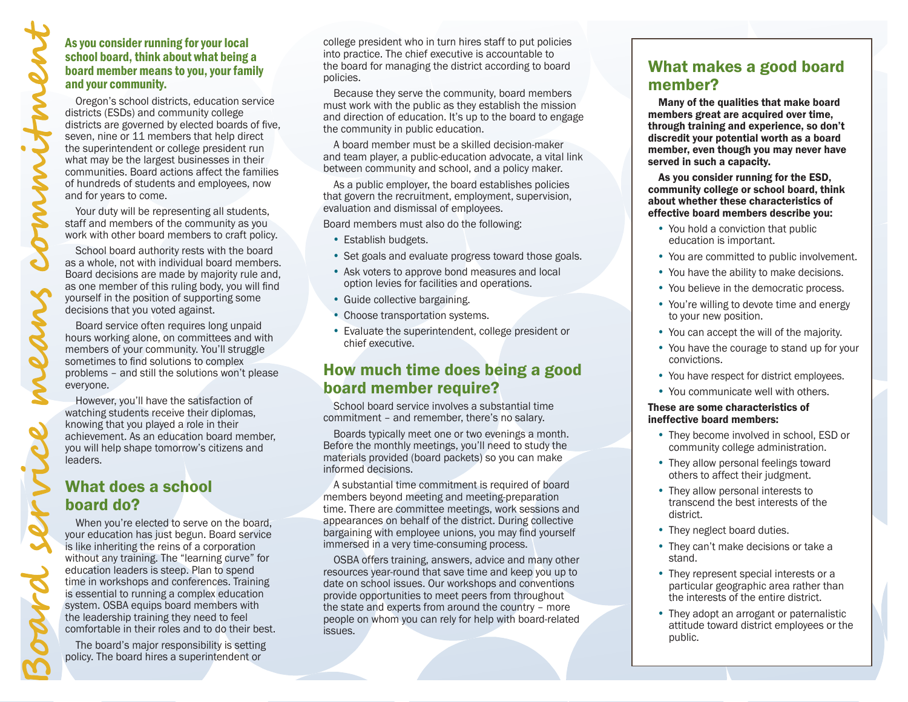# Board service means commitment

**As you consider running for your local school board, think about what being a board member means to you, your family and your community.**

Oregon's school districts, education service districts (ESDs) and community college districts are governed by elected boards of five, seven, nine or 11 members that help direct the superintendent or college president run what may be the largest businesses in their communities. Board actions affect the families of hundreds of students and employees, now and for years to come.

Your duty will be representing all students, staff and members of the community as you work with other board members to craft policy.

School board authority rests with the board as a whole, not with individual board members. Board decisions are made by majority rule and, as one member of this ruling body, you will find yourself in the position of supporting some decisions that you voted against.

Board service often requires long unpaid hours working alone, on committees and with members of your community. You'll struggle sometimes to find solutions to complex problems – and still the solutions won't please everyone.

However, you'll have the satisfaction of watching students receive their diplomas, knowing that you played a role in their achievement. As an education board member, you will help shape tomorrow's citizens and leaders.

## What does a school board do?

When you're elected to serve on the board, your education has just begun. Board service is like inheriting the reins of a corporation without any training. The "learning curve" for education leaders is steep. Plan to spend time in workshops and conferences. Training is essential to running a complex education system. OSBA equips board members with the leadership training they need to feel comfortable in their roles and to do their best.

The board's major responsibility is setting policy. The board hires a superintendent or college president who in turn hires staff to put policies into practice. The chief executive is accountable to the board for managing the district according to board policies.

Because they serve the community, board members must work with the public as they establish the mission and direction of education. It's up to the board to engage the community in public education.

A board member must be a skilled decision-maker and team player, a public-education advocate, a vital link between community and school, and a policy maker.

As a public employer, the board establishes policies that govern the recruitment, employment, supervision, evaluation and dismissal of employees.

Board members must also do the following:

- Establish budgets.
- Set goals and evaluate progress toward those goals.
- Ask voters to approve bond measures and local option levies for facilities and operations.
- Guide collective bargaining.
- Choose transportation systems.
- Evaluate the superintendent, college president or chief executive.

## How much time does being a good board member require?

School board service involves a substantial time commitment – and remember, there's no salary.

Boards typically meet one or two evenings a month. Before the monthly meetings, you'll need to study the materials provided (board packets) so you can make informed decisions.

A substantial time commitment is required of board members beyond meeting and meeting-preparation time. There are committee meetings, work sessions and appearances on behalf of the district. During collective bargaining with employee unions, you may find yourself immersed in a very time-consuming process.

OSBA offers training, answers, advice and many other resources year-round that save time and keep you up to date on school issues. Our workshops and conventions provide opportunities to meet peers from throughout the state and experts from around the country – more people on whom you can rely for help with board-related issues.

## What makes a good board member?

**Many of the qualities that make board members great are acquired over time, through training and experience, so don't discredit your potential worth as a board member, even though you may never have served in such a capacity.**

**As you consider running for the ESD, community college or school board, think about whether these characteristics of effective board members describe you:**

- You hold a conviction that public education is important.
- You are committed to public involvement.
- You have the ability to make decisions.
- You believe in the democratic process.
- You're willing to devote time and energy to your new position.
- You can accept the will of the majority.
- You have the courage to stand up for your convictions.
- You have respect for district employees.
- You communicate well with others.

**These are some characteristics of ineffective board members:**

- They become involved in school, ESD or community college administration.
- They allow personal feelings toward others to affect their judgment.
- They allow personal interests to transcend the best interests of the district.
- They neglect board duties.
- They can't make decisions or take a stand.
- They represent special interests or a particular geographic area rather than the interests of the entire district.
- They adopt an arrogant or paternalistic attitude toward district employees or the public.